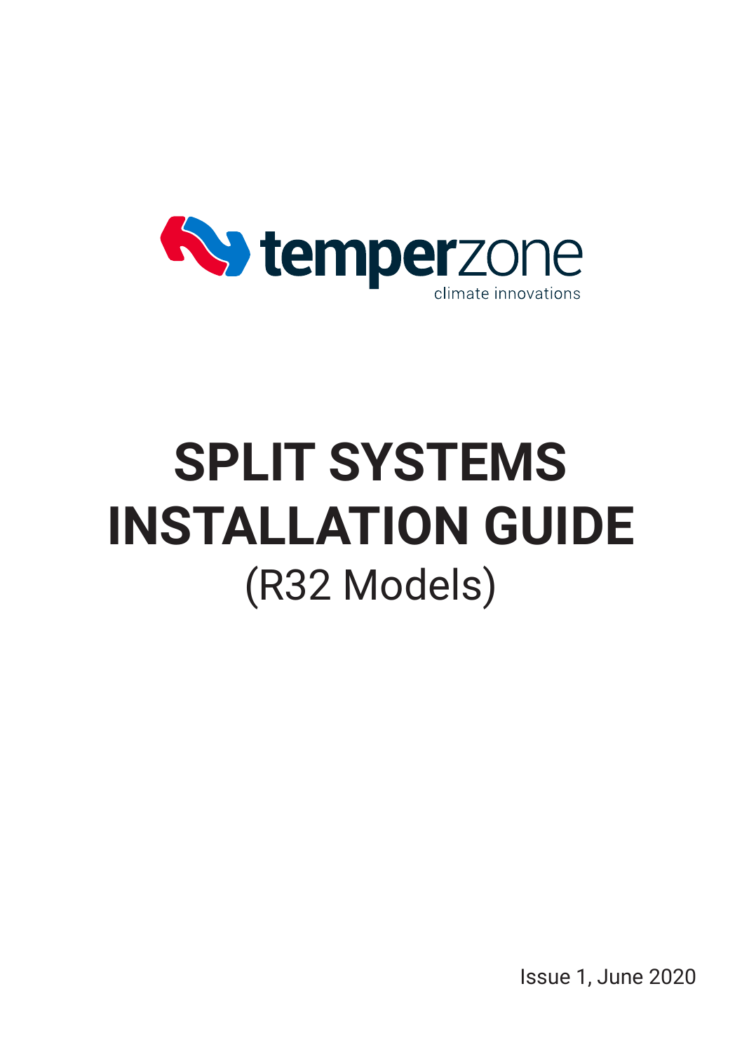temperzone

climate innovations

# SPLIT SYSTEMS INSTALLATION GUIDE

## (R32 Models)

Issue 1, June 2020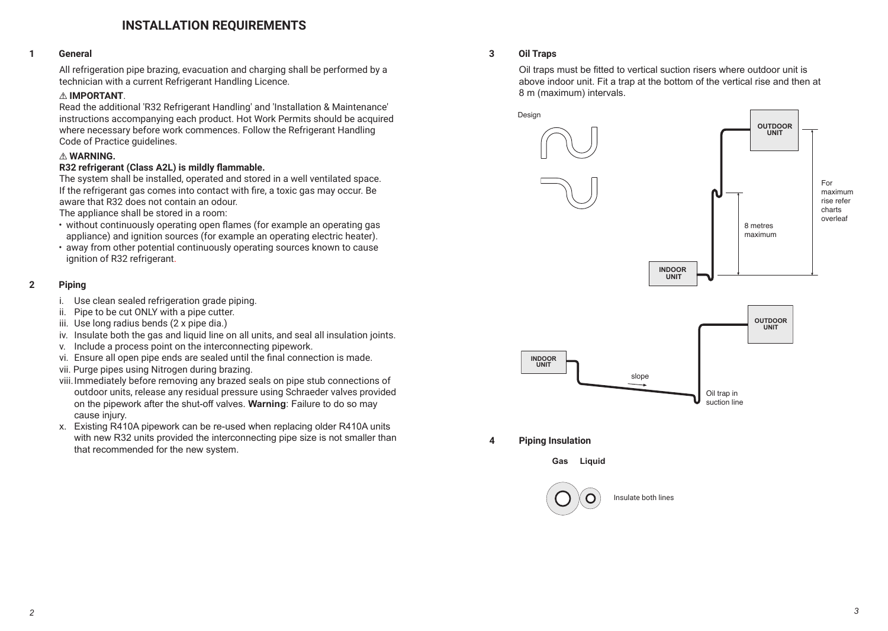# INSTALLATION REQUIREMENTS

## 1 General

All refrigeration pipe brazing, evacuation and charging shall be performed by a technician with a current Refrigerant Handling Licence.

⚠ **IMPORTANT**.

Read the additional 'R32 Refrigerant Handling' and 'Installation & Maintenance' instructions accompanying each product. Hot Work Permits should be acquired where necessary before work commences. Follow the Refrigerant Handling Code of Practice guidelines.

⚠ **WARNING.**

**R32 refrigerant (Class A2L) is mildly flammable.**

The system shall be installed, operated and stored in a well ventilated space. If the refrigerant gas comes into contact with fire, a toxic gas may occur. Be aware that R32 does not contain an odour.

The appliance shall be stored in a room:

- without continuously operating open flames (for example an operating gas appliance) and ignition sources (for example an operating electric heater).
- away from other potential continuously operating sources known to cause ignition of R32 refrigerant.

## 2 Piping

i. Use clean sealed refrigeration grade piping.
ii. Pipe to be cut ONLY with a pipe cutter.
iii. Use long radius bends (2 x pipe dia.)
iv. Insulate both the gas and liquid line on all units, and seal all insulation joints.
v. Include a process point on the interconnecting pipework.
vi. Ensure all open pipe ends are sealed until the final connection is made.
vii. Purge pipes using Nitrogen during brazing.
viii. Immediately before removing any brazed seals on pipe stub connections of outdoor units, release any residual pressure using Schraeder valves provided on the pipework after the shut-off valves. **Warning**: Failure to do so may cause injury.
x. Existing R410A pipework can be re-used when replacing older R410A units with new R32 units provided the interconnecting pipe size is not smaller than that recommended for the new system.

## 3 Oil Traps

Oil traps must be fitted to vertical suction risers where outdoor unit is above indoor unit. Fit a trap at the bottom of the vertical rise and then at 8 m (maximum) intervals.

Design

OUTDOOR UNIT

INDOOR UNIT

8 metres maximum

For maximum rise refer charts overleaf

INDOOR UNIT

OUTDOOR UNIT

slope

Oil trap in suction line

## 4 Piping Insulation

Gas Liquid

Insulate both lines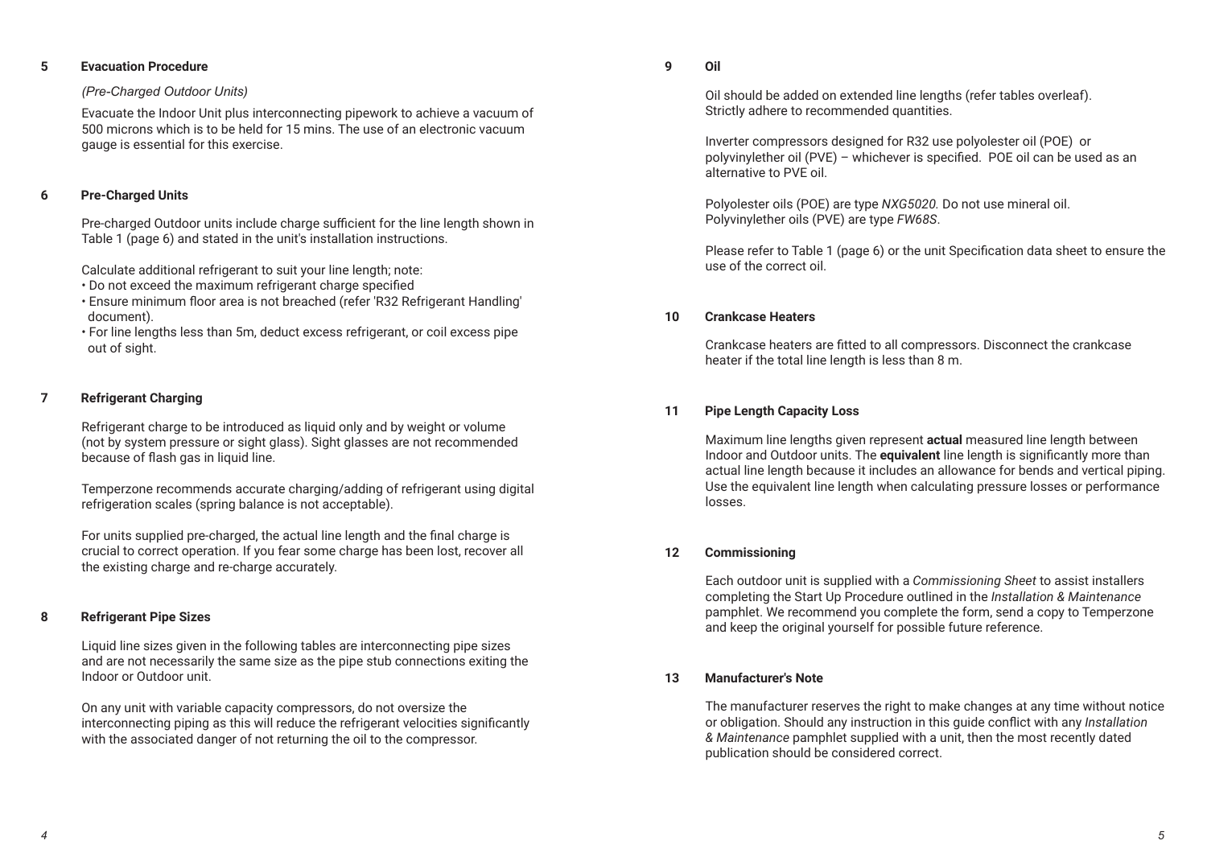## 5 Evacuation Procedure

*(Pre-Charged Outdoor Units)*

Evacuate the Indoor Unit plus interconnecting pipework to achieve a vacuum of 500 microns which is to be held for 15 mins. The use of an electronic vacuum gauge is essential for this exercise.

## 6 Pre-Charged Units

Pre-charged Outdoor units include charge sufficient for the line length shown in Table 1 (page 6) and stated in the unit's installation instructions.

Calculate additional refrigerant to suit your line length; note:

- Do not exceed the maximum refrigerant charge specified
- Ensure minimum floor area is not breached (refer 'R32 Refrigerant Handling' document).
- For line lengths less than 5m, deduct excess refrigerant, or coil excess pipe out of sight.

## 7 Refrigerant Charging

Refrigerant charge to be introduced as liquid only and by weight or volume (not by system pressure or sight glass). Sight glasses are not recommended because of flash gas in liquid line.

Temperzone recommends accurate charging/adding of refrigerant using digital refrigeration scales (spring balance is not acceptable).

For units supplied pre-charged, the actual line length and the final charge is crucial to correct operation. If you fear some charge has been lost, recover all the existing charge and re-charge accurately.

## 8 Refrigerant Pipe Sizes

Liquid line sizes given in the following tables are interconnecting pipe sizes and are not necessarily the same size as the pipe stub connections exiting the Indoor or Outdoor unit.

On any unit with variable capacity compressors, do not oversize the interconnecting piping as this will reduce the refrigerant velocities significantly with the associated danger of not returning the oil to the compressor.

## 9 Oil

Oil should be added on extended line lengths (refer tables overleaf). Strictly adhere to recommended quantities.

Inverter compressors designed for R32 use polyolester oil (POE) or polyvinylether oil (PVE) – whichever is specified. POE oil can be used as an alternative to PVE oil.

Polyolester oils (POE) are type *NXG5020.* Do not use mineral oil.
Polyvinylether oils (PVE) are type *FW68S*.

Please refer to Table 1 (page 6) or the unit Specification data sheet to ensure the use of the correct oil.

## 10 Crankcase Heaters

Crankcase heaters are fitted to all compressors. Disconnect the crankcase heater if the total line length is less than 8 m.

## 11 Pipe Length Capacity Loss

Maximum line lengths given represent **actual** measured line length between Indoor and Outdoor units. The **equivalent** line length is significantly more than actual line length because it includes an allowance for bends and vertical piping. Use the equivalent line length when calculating pressure losses or performance losses.

## 12 Commissioning

Each outdoor unit is supplied with a *Commissioning Sheet* to assist installers completing the Start Up Procedure outlined in the *Installation & Maintenance* pamphlet. We recommend you complete the form, send a copy to Temperzone and keep the original yourself for possible future reference.

## 13 Manufacturer's Note

The manufacturer reserves the right to make changes at any time without notice or obligation. Should any instruction in this guide conflict with any *Installation & Maintenance* pamphlet supplied with a unit, then the most recently dated publication should be considered correct.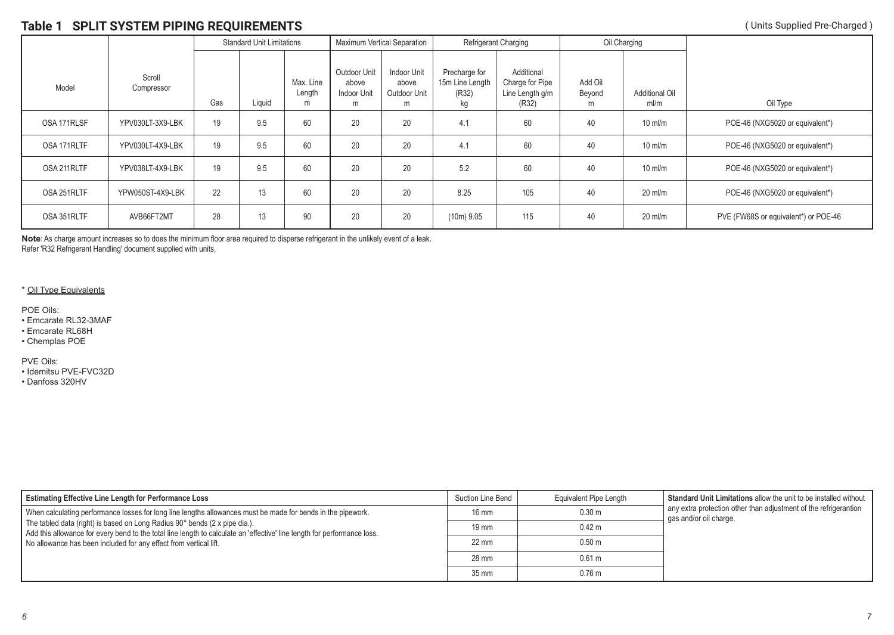## Table 1 SPLIT SYSTEM PIPING REQUIREMENTS

( Units Supplied Pre-Charged )

| Model | Scroll Compressor | Standard Unit Limitations | | | Maximum Vertical Separation | | Refrigerant Charging | | Oil Charging | | Oil Type |
|---|---|---|---|---|---|---|---|---|---|---|---|
| | | Gas | Liquid | Max. Line Length m | Outdoor Unit above Indoor Unit m | Indoor Unit above Outdoor Unit m | Precharge for 15m Line Length (R32) kg | Additional Charge for Pipe Line Length g/m (R32) | Add Oil Beyond m | Additional Oil ml/m | |
| OSA 171RLSF | YPV030LT-3X9-LBK | 19 | 9.5 | 60 | 20 | 20 | 4.1 | 60 | 40 | 10 ml/m | POE-46 (NXG5020 or equivalent*) |
| OSA 171RLTF | YPV030LT-4X9-LBK | 19 | 9.5 | 60 | 20 | 20 | 4.1 | 60 | 40 | 10 ml/m | POE-46 (NXG5020 or equivalent*) |
| OSA 211RLTF | YPV038LT-4X9-LBK | 19 | 9.5 | 60 | 20 | 20 | 5.2 | 60 | 40 | 10 ml/m | POE-46 (NXG5020 or equivalent*) |
| OSA 251RLTF | YPW050ST-4X9-LBK | 22 | 13 | 60 | 20 | 20 | 8.25 | 105 | 40 | 20 ml/m | POE-46 (NXG5020 or equivalent*) |
| OSA 351RLTF | AVB66FT2MT | 28 | 13 | 90 | 20 | 20 | (10m) 9.05 | 115 | 40 | 20 ml/m | PVE (FW68S or equivalent*) or POE-46 |

**Note**: As charge amount increases so to does the minimum floor area required to disperse refrigerant in the unlikely event of a leak.
Refer 'R32 Refrigerant Handling' document supplied with units,

\* Oil Type Equivalents

POE Oils:
- Emcarate RL32-3MAF
- Emcarate RL68H
- Chemplas POE

PVE Oils:
- Idemitsu PVE-FVC32D
- Danfoss 320HV

| Estimating Effective Line Length for Performance Loss | Suction Line Bend | Equivalent Pipe Length |
|---|---|---|
| When calculating performance losses for long line lengths allowances must be made for bends in the pipework. The tabled data (right) is based on Long Radius 90° bends (2 x pipe dia.). Add this allowance for every bend to the total line length to calculate an 'effective' line length for performance loss. No allowance has been included for any effect from vertical lift. | 16 mm | 0.30 m |
| | 19 mm | 0.42 m |
| | 22 mm | 0.50 m |
| | 28 mm | 0.61 m |
| | 35 mm | 0.76 m |

**Standard Unit Limitations** allow the unit to be installed without any extra protection other than adjustment of the refrigerantion gas and/or oil charge.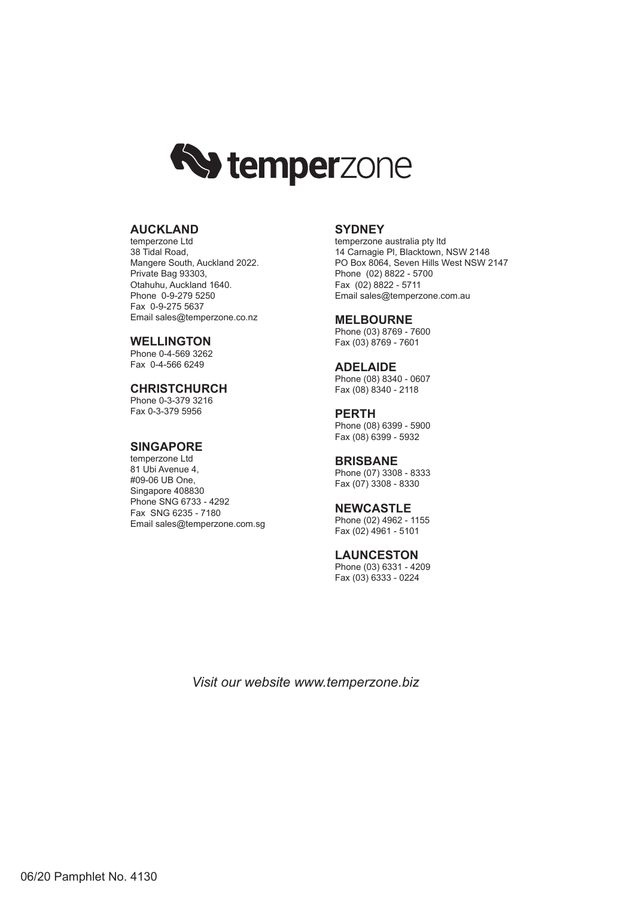# temperzone

## AUCKLAND

temperzone Ltd
38 Tidal Road,
Mangere South, Auckland 2022.
Private Bag 93303,
Otahuhu, Auckland 1640.
Phone 0-9-279 5250
Fax 0-9-275 5637
Email sales@temperzone.co.nz

## WELLINGTON

Phone 0-4-569 3262
Fax 0-4-566 6249

## CHRISTCHURCH

Phone 0-3-379 3216
Fax 0-3-379 5956

## SINGAPORE

temperzone Ltd
81 Ubi Avenue 4,
#09-06 UB One,
Singapore 408830
Phone SNG 6733 - 4292
Fax SNG 6235 - 7180
Email sales@temperzone.com.sg

## SYDNEY

temperzone australia pty ltd
14 Carnagie Pl, Blacktown, NSW 2148
PO Box 8064, Seven Hills West NSW 2147
Phone (02) 8822 - 5700
Fax (02) 8822 - 5711
Email sales@temperzone.com.au

## MELBOURNE

Phone (03) 8769 - 7600
Fax (03) 8769 - 7601

## ADELAIDE

Phone (08) 8340 - 0607
Fax (08) 8340 - 2118

## PERTH

Phone (08) 6399 - 5900
Fax (08) 6399 - 5932

## BRISBANE

Phone (07) 3308 - 8333
Fax (07) 3308 - 8330

## NEWCASTLE

Phone (02) 4962 - 1155
Fax (02) 4961 - 5101

## LAUNCESTON

Phone (03) 6331 - 4209
Fax (03) 6333 - 0224

*Visit our website www.temperzone.biz*

06/20 Pamphlet No. 4130